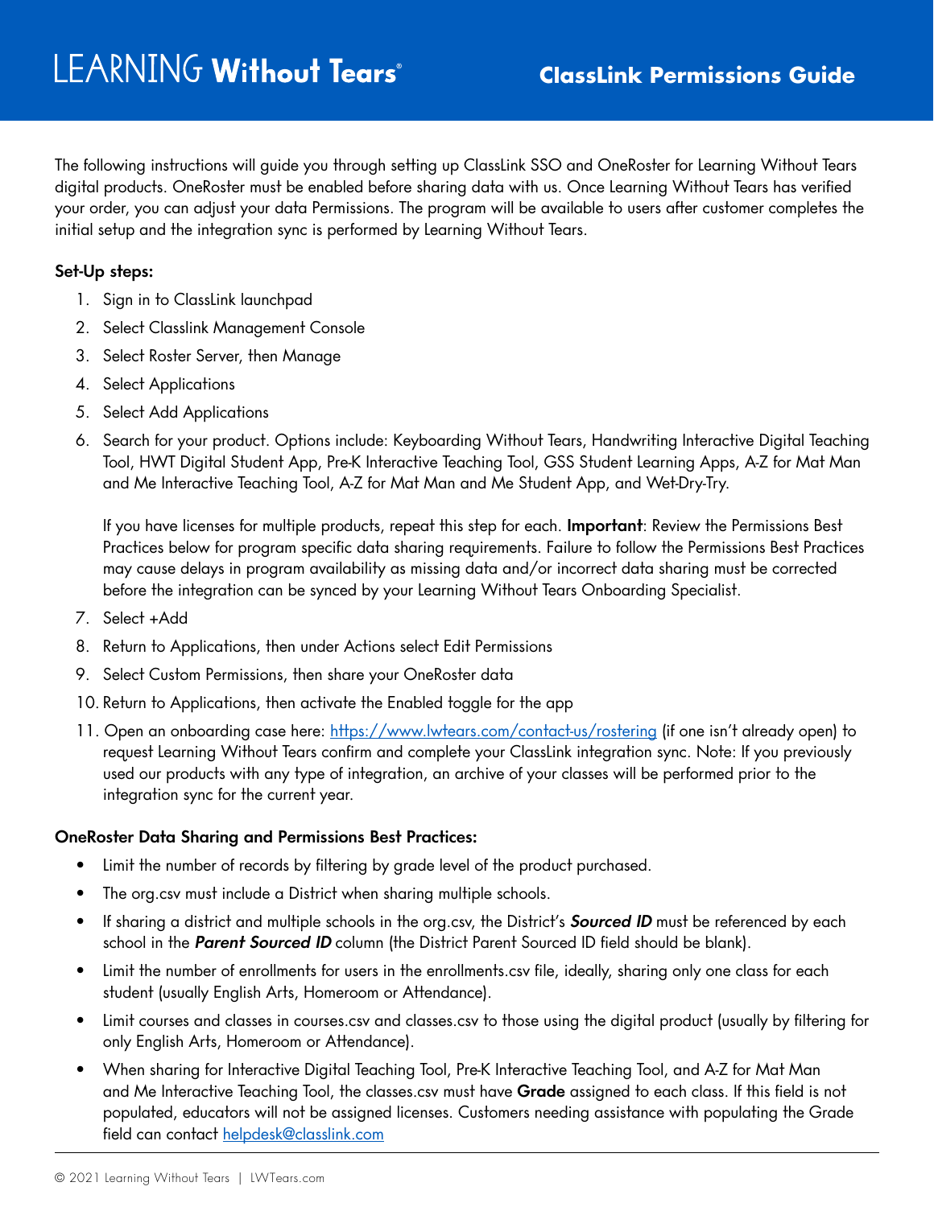# LEARNING Without Tears®

## ClassLink Permissions Guide

The following instructions will guide you through setting up ClassLink SSO and OneRoster for Learning Without Tears digital products. OneRoster must be enabled before sharing data with us. Once Learning Without Tears has verified your order, you can adjust your data Permissions. The program will be available to users after customer completes the initial setup and the integration sync is performed by Learning Without Tears.

**Set-Up steps:**

1. Sign in to ClassLink launchpad
2. Select Classlink Management Console
3. Select Roster Server, then Manage
4. Select Applications
5. Select Add Applications
6. Search for your product. Options include: Keyboarding Without Tears, Handwriting Interactive Digital Teaching Tool, HWT Digital Student App, Pre-K Interactive Teaching Tool, GSS Student Learning Apps, A-Z for Mat Man and Me Interactive Teaching Tool, A-Z for Mat Man and Me Student App, and Wet-Dry-Try.

   If you have licenses for multiple products, repeat this step for each. **Important**: Review the Permissions Best Practices below for program specific data sharing requirements. Failure to follow the Permissions Best Practices may cause delays in program availability as missing data and/or incorrect data sharing must be corrected before the integration can be synced by your Learning Without Tears Onboarding Specialist.
7. Select +Add
8. Return to Applications, then under Actions select Edit Permissions
9. Select Custom Permissions, then share your OneRoster data
10. Return to Applications, then activate the Enabled toggle for the app
11. Open an onboarding case here: [https://www.lwtears.com/contact-us/rostering](https://www.lwtears.com/contact-us/rostering) (if one isn't already open) to request Learning Without Tears confirm and complete your ClassLink integration sync. Note: If you previously used our products with any type of integration, an archive of your classes will be performed prior to the integration sync for the current year.

**OneRoster Data Sharing and Permissions Best Practices:**

- Limit the number of records by filtering by grade level of the product purchased.
- The org.csv must include a District when sharing multiple schools.
- If sharing a district and multiple schools in the org.csv, the District's ***Sourced ID*** must be referenced by each school in the ***Parent Sourced ID*** column (the District Parent Sourced ID field should be blank).
- Limit the number of enrollments for users in the enrollments.csv file, ideally, sharing only one class for each student (usually English Arts, Homeroom or Attendance).
- Limit courses and classes in courses.csv and classes.csv to those using the digital product (usually by filtering for only English Arts, Homeroom or Attendance).
- When sharing for Interactive Digital Teaching Tool, Pre-K Interactive Teaching Tool, and A-Z for Mat Man and Me Interactive Teaching Tool, the classes.csv must have **Grade** assigned to each class. If this field is not populated, educators will not be assigned licenses. Customers needing assistance with populating the Grade field can contact [helpdesk@classlink.com](mailto:helpdesk@classlink.com)

© 2021 Learning Without Tears | LWTears.com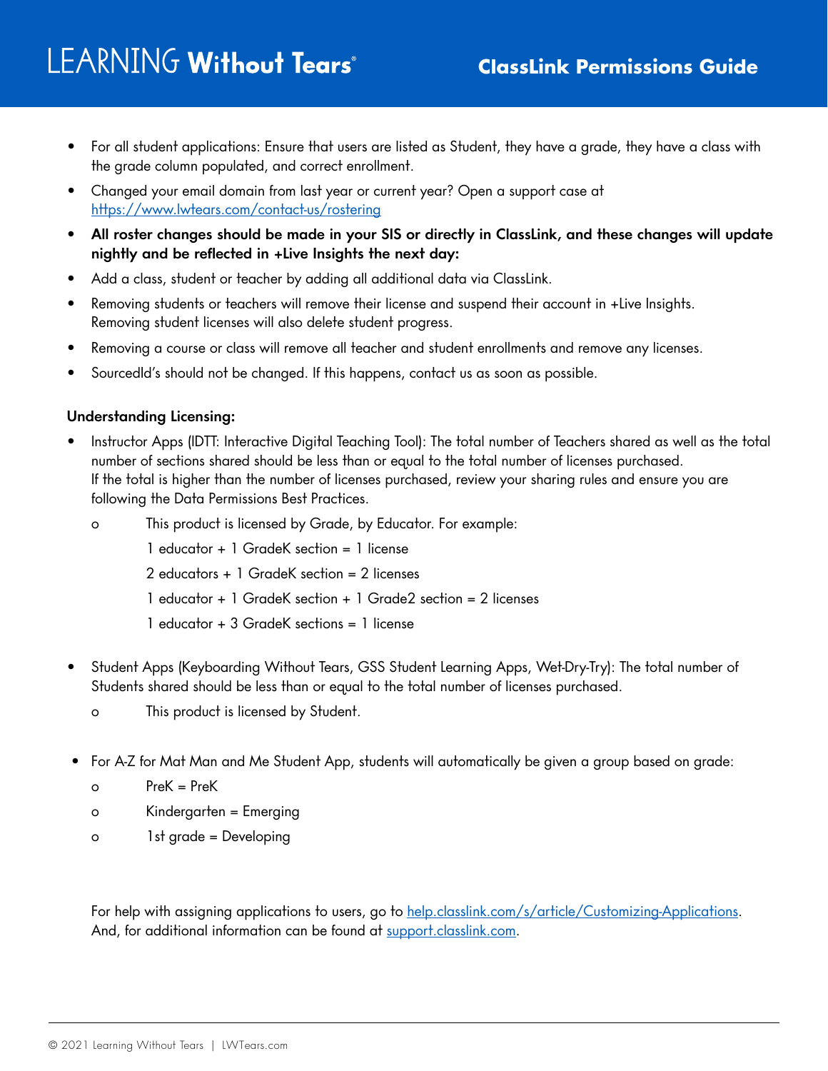- For all student applications: Ensure that users are listed as Student, they have a grade, they have a class with the grade column populated, and correct enrollment.
- Changed your email domain from last year or current year? Open a support case at https://www.lwtears.com/contact-us/rostering
- **All roster changes should be made in your SIS or directly in ClassLink, and these changes will update nightly and be reflected in +Live Insights the next day:**
- Add a class, student or teacher by adding all additional data via ClassLink.
- Removing students or teachers will remove their license and suspend their account in +Live Insights. Removing student licenses will also delete student progress.
- Removing a course or class will remove all teacher and student enrollments and remove any licenses.
- SourcedId's should not be changed. If this happens, contact us as soon as possible.

**Understanding Licensing:**

- Instructor Apps (IDTT: Interactive Digital Teaching Tool): The total number of Teachers shared as well as the total number of sections shared should be less than or equal to the total number of licenses purchased. If the total is higher than the number of licenses purchased, review your sharing rules and ensure you are following the Data Permissions Best Practices.
  - This product is licensed by Grade, by Educator. For example:

    1 educator + 1 GradeK section = 1 license

    2 educators + 1 GradeK section = 2 licenses

    1 educator + 1 GradeK section + 1 Grade2 section = 2 licenses

    1 educator + 3 GradeK sections = 1 license

- Student Apps (Keyboarding Without Tears, GSS Student Learning Apps, Wet-Dry-Try): The total number of Students shared should be less than or equal to the total number of licenses purchased.
  - This product is licensed by Student.

- For A-Z for Mat Man and Me Student App, students will automatically be given a group based on grade:
  - PreK = PreK
  - Kindergarten = Emerging
  - 1st grade = Developing

For help with assigning applications to users, go to [help.classlink.com/s/article/Customizing-Applications](help.classlink.com/s/article/Customizing-Applications). And, for additional information can be found at [support.classlink.com](support.classlink.com).